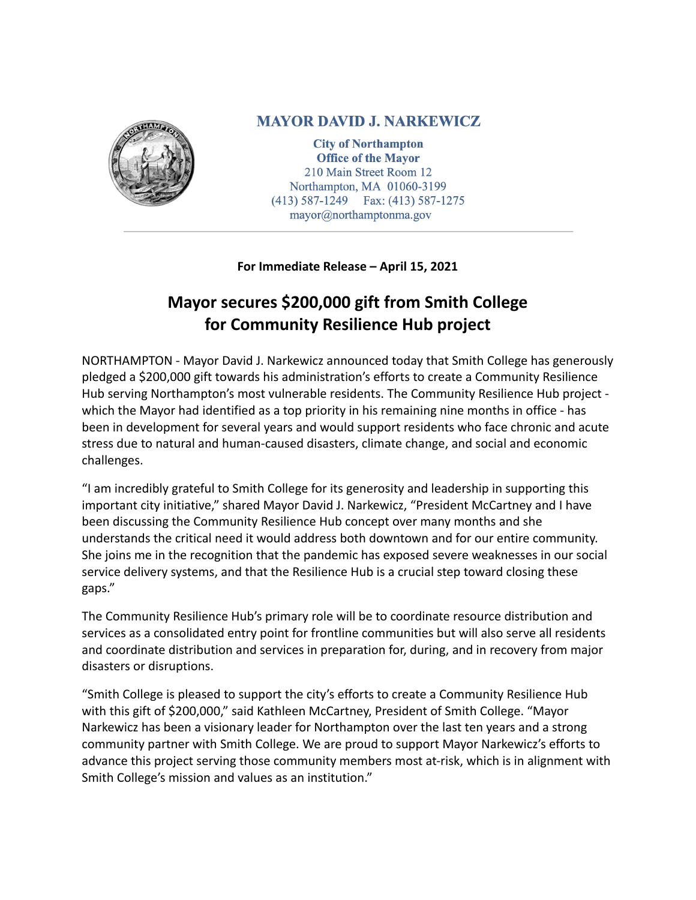**MAYOR DAVID J. NARKEWICZ**

**City of Northampton**
**Office of the Mayor**
210 Main Street Room 12
Northampton, MA 01060-3199
(413) 587-1249 Fax: (413) 587-1275
mayor@northamptonma.gov

---

**For Immediate Release – April 15, 2021**

# Mayor secures $200,000 gift from Smith College for Community Resilience Hub project

NORTHAMPTON - Mayor David J. Narkewicz announced today that Smith College has generously pledged a $200,000 gift towards his administration's efforts to create a Community Resilience Hub serving Northampton's most vulnerable residents. The Community Resilience Hub project - which the Mayor had identified as a top priority in his remaining nine months in office - has been in development for several years and would support residents who face chronic and acute stress due to natural and human-caused disasters, climate change, and social and economic challenges.

"I am incredibly grateful to Smith College for its generosity and leadership in supporting this important city initiative," shared Mayor David J. Narkewicz, "President McCartney and I have been discussing the Community Resilience Hub concept over many months and she understands the critical need it would address both downtown and for our entire community. She joins me in the recognition that the pandemic has exposed severe weaknesses in our social service delivery systems, and that the Resilience Hub is a crucial step toward closing these gaps."

The Community Resilience Hub's primary role will be to coordinate resource distribution and services as a consolidated entry point for frontline communities but will also serve all residents and coordinate distribution and services in preparation for, during, and in recovery from major disasters or disruptions.

"Smith College is pleased to support the city's efforts to create a Community Resilience Hub with this gift of $200,000," said Kathleen McCartney, President of Smith College. "Mayor Narkewicz has been a visionary leader for Northampton over the last ten years and a strong community partner with Smith College. We are proud to support Mayor Narkewicz's efforts to advance this project serving those community members most at-risk, which is in alignment with Smith College's mission and values as an institution."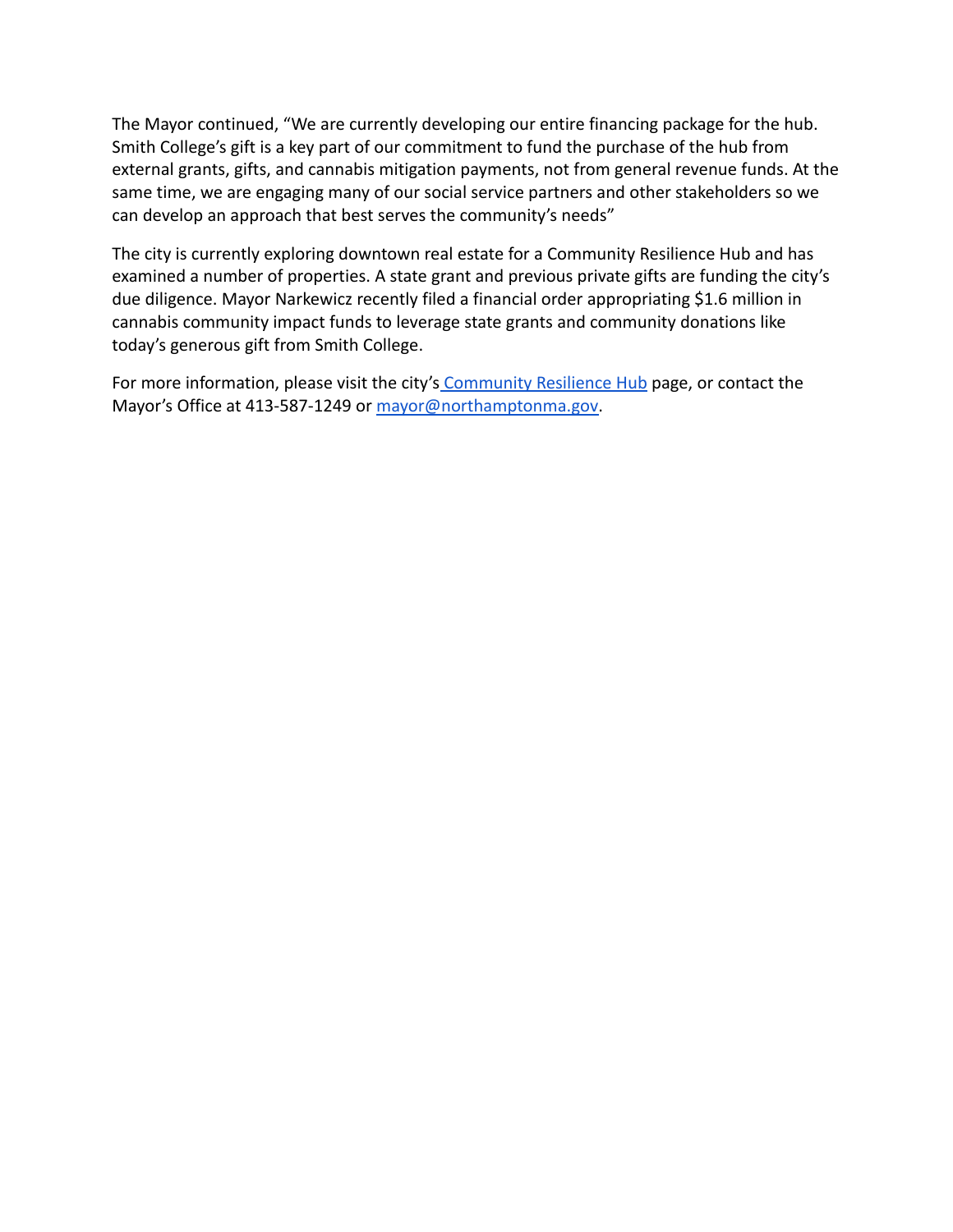The Mayor continued, “We are currently developing our entire financing package for the hub. Smith College’s gift is a key part of our commitment to fund the purchase of the hub from external grants, gifts, and cannabis mitigation payments, not from general revenue funds. At the same time, we are engaging many of our social service partners and other stakeholders so we can develop an approach that best serves the community’s needs”

The city is currently exploring downtown real estate for a Community Resilience Hub and has examined a number of properties. A state grant and previous private gifts are funding the city’s due diligence. Mayor Narkewicz recently filed a financial order appropriating $1.6 million in cannabis community impact funds to leverage state grants and community donations like today’s generous gift from Smith College.

For more information, please visit the city’s Community Resilience Hub page, or contact the Mayor’s Office at 413-587-1249 or mayor@northamptonma.gov.